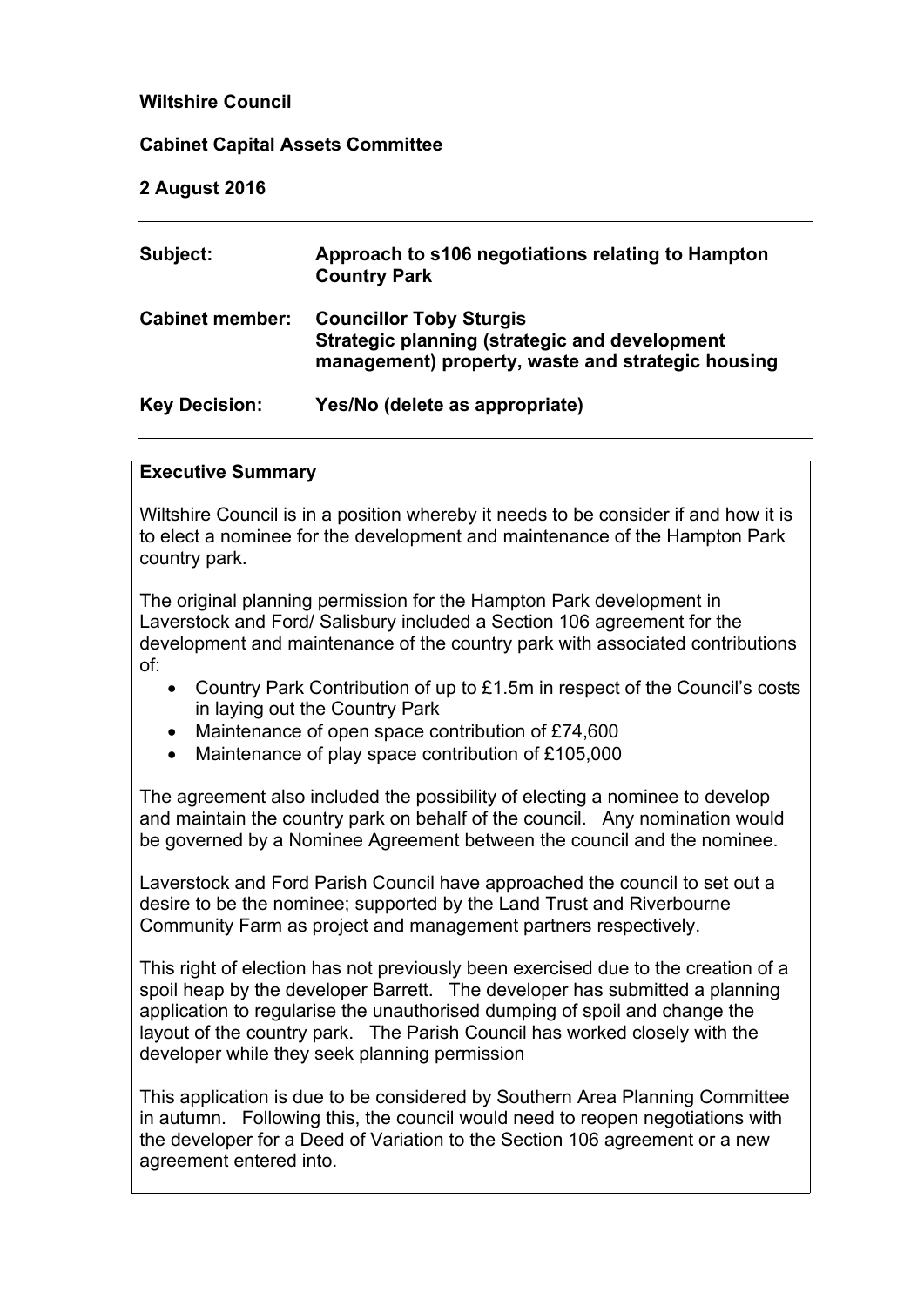**Wiltshire Council**

**Cabinet Capital Assets Committee**

**2 August 2016**

---

| | |
|---|---|
| **Subject:** | **Approach to s106 negotiations relating to Hampton Country Park** |
| **Cabinet member:** | **Councillor Toby Sturgis**<br>**Strategic planning (strategic and development management) property, waste and strategic housing** |
| **Key Decision:** | **Yes/No (delete as appropriate)** |

---

**Executive Summary**

Wiltshire Council is in a position whereby it needs to be consider if and how it is to elect a nominee for the development and maintenance of the Hampton Park country park.

The original planning permission for the Hampton Park development in Laverstock and Ford/ Salisbury included a Section 106 agreement for the development and maintenance of the country park with associated contributions of:

- Country Park Contribution of up to £1.5m in respect of the Council's costs in laying out the Country Park
- Maintenance of open space contribution of £74,600
- Maintenance of play space contribution of £105,000

The agreement also included the possibility of electing a nominee to develop and maintain the country park on behalf of the council. Any nomination would be governed by a Nominee Agreement between the council and the nominee.

Laverstock and Ford Parish Council have approached the council to set out a desire to be the nominee; supported by the Land Trust and Riverbourne Community Farm as project and management partners respectively.

This right of election has not previously been exercised due to the creation of a spoil heap by the developer Barrett. The developer has submitted a planning application to regularise the unauthorised dumping of spoil and change the layout of the country park. The Parish Council has worked closely with the developer while they seek planning permission

This application is due to be considered by Southern Area Planning Committee in autumn. Following this, the council would need to reopen negotiations with the developer for a Deed of Variation to the Section 106 agreement or a new agreement entered into.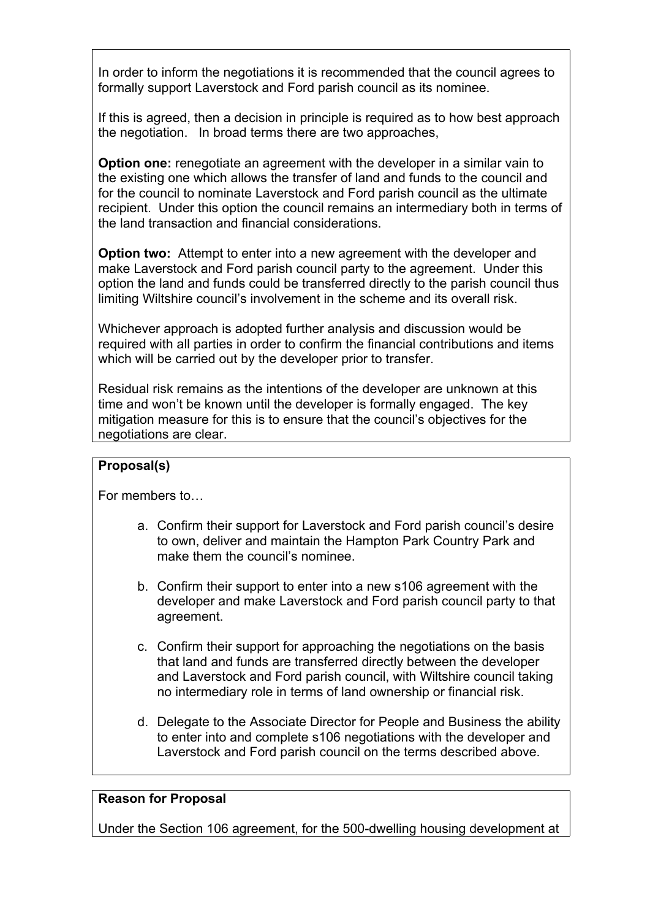In order to inform the negotiations it is recommended that the council agrees to formally support Laverstock and Ford parish council as its nominee.

If this is agreed, then a decision in principle is required as to how best approach the negotiation. In broad terms there are two approaches,

**Option one:** renegotiate an agreement with the developer in a similar vain to the existing one which allows the transfer of land and funds to the council and for the council to nominate Laverstock and Ford parish council as the ultimate recipient. Under this option the council remains an intermediary both in terms of the land transaction and financial considerations.

**Option two:** Attempt to enter into a new agreement with the developer and make Laverstock and Ford parish council party to the agreement. Under this option the land and funds could be transferred directly to the parish council thus limiting Wiltshire council's involvement in the scheme and its overall risk.

Whichever approach is adopted further analysis and discussion would be required with all parties in order to confirm the financial contributions and items which will be carried out by the developer prior to transfer.

Residual risk remains as the intentions of the developer are unknown at this time and won't be known until the developer is formally engaged. The key mitigation measure for this is to ensure that the council's objectives for the negotiations are clear.

**Proposal(s)**

For members to…

a. Confirm their support for Laverstock and Ford parish council's desire to own, deliver and maintain the Hampton Park Country Park and make them the council's nominee.

b. Confirm their support to enter into a new s106 agreement with the developer and make Laverstock and Ford parish council party to that agreement.

c. Confirm their support for approaching the negotiations on the basis that land and funds are transferred directly between the developer and Laverstock and Ford parish council, with Wiltshire council taking no intermediary role in terms of land ownership or financial risk.

d. Delegate to the Associate Director for People and Business the ability to enter into and complete s106 negotiations with the developer and Laverstock and Ford parish council on the terms described above.

**Reason for Proposal**

Under the Section 106 agreement, for the 500-dwelling housing development at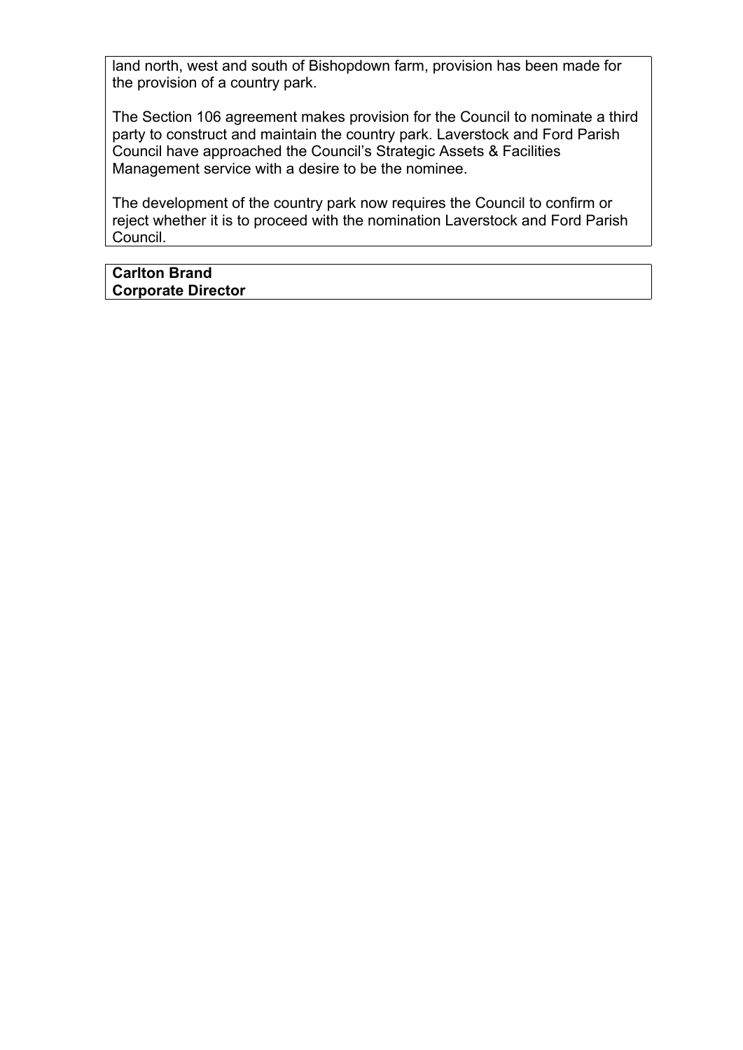land north, west and south of Bishopdown farm, provision has been made for the provision of a country park.

The Section 106 agreement makes provision for the Council to nominate a third party to construct and maintain the country park. Laverstock and Ford Parish Council have approached the Council's Strategic Assets & Facilities Management service with a desire to be the nominee.

The development of the country park now requires the Council to confirm or reject whether it is to proceed with the nomination Laverstock and Ford Parish Council.

**Carlton Brand**
**Corporate Director**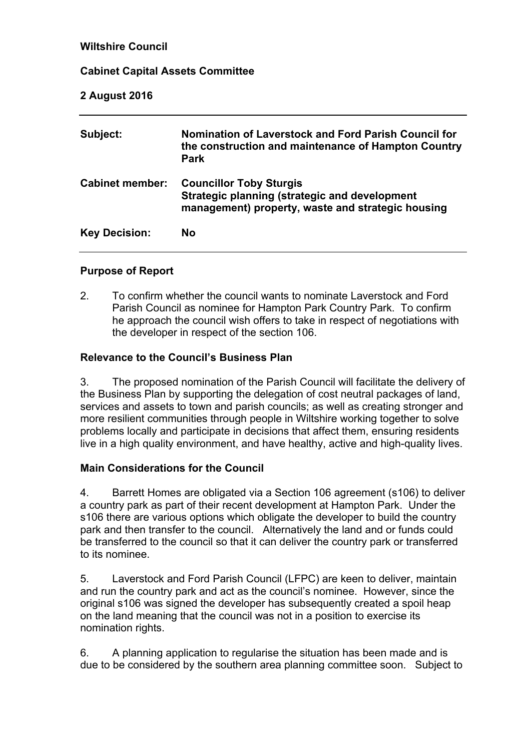**Wiltshire Council**

**Cabinet Capital Assets Committee**

**2 August 2016**

| | |
|---|---|
| **Subject:** | **Nomination of Laverstock and Ford Parish Council for the construction and maintenance of Hampton Country Park** |
| **Cabinet member:** | **Councillor Toby Sturgis**<br>**Strategic planning (strategic and development management) property, waste and strategic housing** |
| **Key Decision:** | **No** |

## Purpose of Report

2. To confirm whether the council wants to nominate Laverstock and Ford Parish Council as nominee for Hampton Park Country Park. To confirm he approach the council wish offers to take in respect of negotiations with the developer in respect of the section 106.

## Relevance to the Council's Business Plan

3. The proposed nomination of the Parish Council will facilitate the delivery of the Business Plan by supporting the delegation of cost neutral packages of land, services and assets to town and parish councils; as well as creating stronger and more resilient communities through people in Wiltshire working together to solve problems locally and participate in decisions that affect them, ensuring residents live in a high quality environment, and have healthy, active and high-quality lives.

## Main Considerations for the Council

4. Barrett Homes are obligated via a Section 106 agreement (s106) to deliver a country park as part of their recent development at Hampton Park. Under the s106 there are various options which obligate the developer to build the country park and then transfer to the council. Alternatively the land and or funds could be transferred to the council so that it can deliver the country park or transferred to its nominee.

5. Laverstock and Ford Parish Council (LFPC) are keen to deliver, maintain and run the country park and act as the council's nominee. However, since the original s106 was signed the developer has subsequently created a spoil heap on the land meaning that the council was not in a position to exercise its nomination rights.

6. A planning application to regularise the situation has been made and is due to be considered by the southern area planning committee soon. Subject to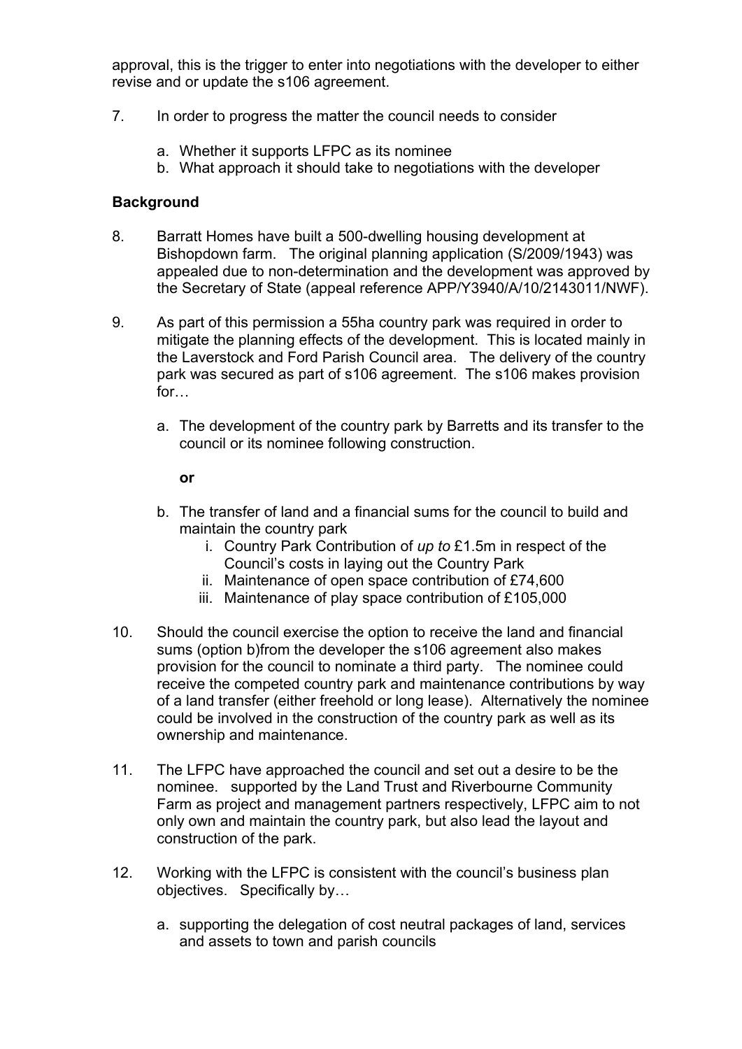approval, this is the trigger to enter into negotiations with the developer to either revise and or update the s106 agreement.

7. In order to progress the matter the council needs to consider

    a. Whether it supports LFPC as its nominee
    b. What approach it should take to negotiations with the developer

**Background**

8. Barratt Homes have built a 500-dwelling housing development at Bishopdown farm. The original planning application (S/2009/1943) was appealed due to non-determination and the development was approved by the Secretary of State (appeal reference APP/Y3940/A/10/2143011/NWF).

9. As part of this permission a 55ha country park was required in order to mitigate the planning effects of the development. This is located mainly in the Laverstock and Ford Parish Council area. The delivery of the country park was secured as part of s106 agreement. The s106 makes provision for…

    a. The development of the country park by Barretts and its transfer to the council or its nominee following construction.

        **or**

    b. The transfer of land and a financial sums for the council to build and maintain the country park
        i. Country Park Contribution of *up to* £1.5m in respect of the Council's costs in laying out the Country Park
        ii. Maintenance of open space contribution of £74,600
        iii. Maintenance of play space contribution of £105,000

10. Should the council exercise the option to receive the land and financial sums (option b)from the developer the s106 agreement also makes provision for the council to nominate a third party. The nominee could receive the competed country park and maintenance contributions by way of a land transfer (either freehold or long lease). Alternatively the nominee could be involved in the construction of the country park as well as its ownership and maintenance.

11. The LFPC have approached the council and set out a desire to be the nominee. supported by the Land Trust and Riverbourne Community Farm as project and management partners respectively, LFPC aim to not only own and maintain the country park, but also lead the layout and construction of the park.

12. Working with the LFPC is consistent with the council's business plan objectives. Specifically by…

    a. supporting the delegation of cost neutral packages of land, services and assets to town and parish councils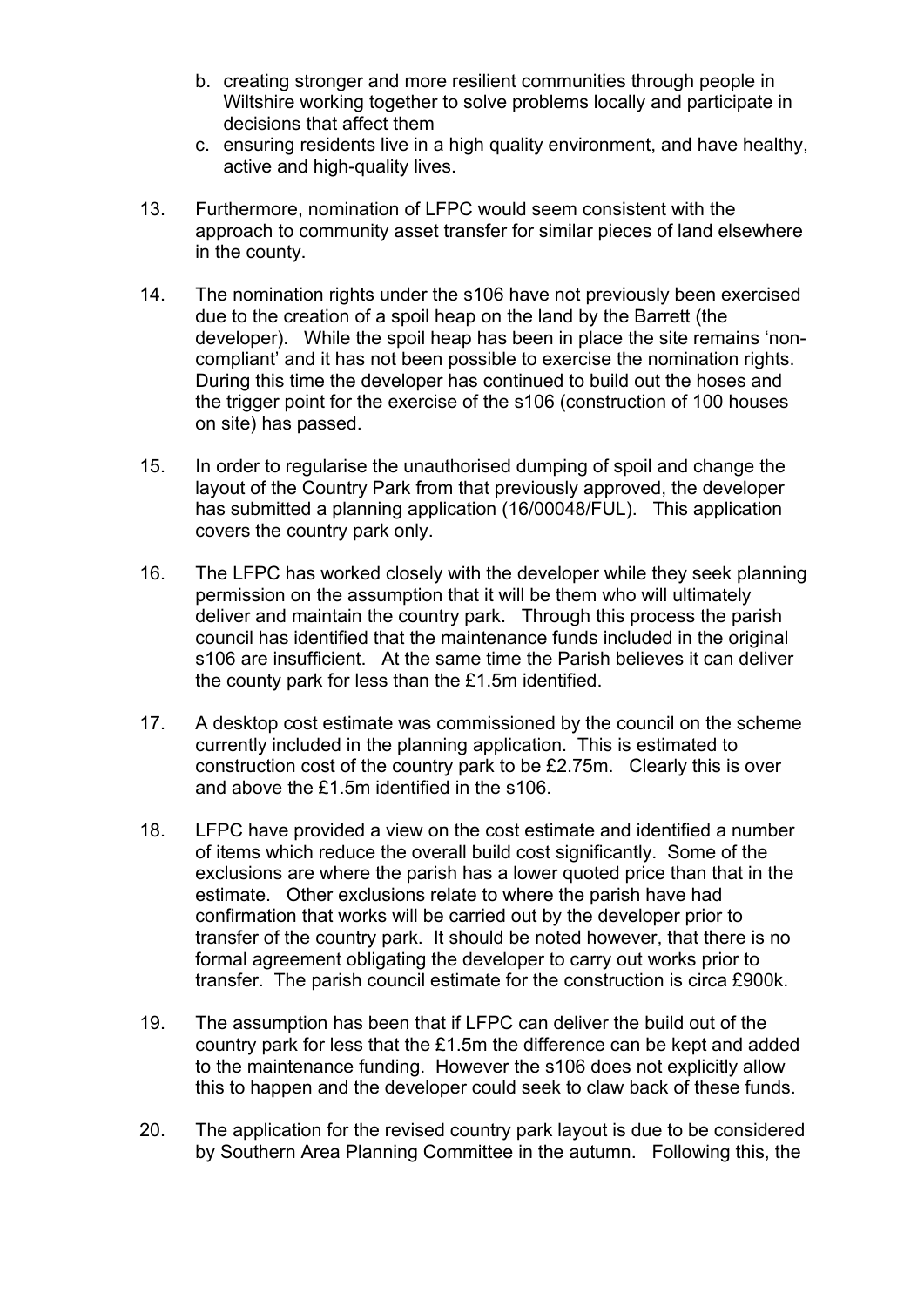b. creating stronger and more resilient communities through people in Wiltshire working together to solve problems locally and participate in decisions that affect them
c. ensuring residents live in a high quality environment, and have healthy, active and high-quality lives.

13. Furthermore, nomination of LFPC would seem consistent with the approach to community asset transfer for similar pieces of land elsewhere in the county.

14. The nomination rights under the s106 have not previously been exercised due to the creation of a spoil heap on the land by the Barrett (the developer). While the spoil heap has been in place the site remains 'non-compliant' and it has not been possible to exercise the nomination rights. During this time the developer has continued to build out the hoses and the trigger point for the exercise of the s106 (construction of 100 houses on site) has passed.

15. In order to regularise the unauthorised dumping of spoil and change the layout of the Country Park from that previously approved, the developer has submitted a planning application (16/00048/FUL). This application covers the country park only.

16. The LFPC has worked closely with the developer while they seek planning permission on the assumption that it will be them who will ultimately deliver and maintain the country park. Through this process the parish council has identified that the maintenance funds included in the original s106 are insufficient. At the same time the Parish believes it can deliver the county park for less than the £1.5m identified.

17. A desktop cost estimate was commissioned by the council on the scheme currently included in the planning application. This is estimated to construction cost of the country park to be £2.75m. Clearly this is over and above the £1.5m identified in the s106.

18. LFPC have provided a view on the cost estimate and identified a number of items which reduce the overall build cost significantly. Some of the exclusions are where the parish has a lower quoted price than that in the estimate. Other exclusions relate to where the parish have had confirmation that works will be carried out by the developer prior to transfer of the country park. It should be noted however, that there is no formal agreement obligating the developer to carry out works prior to transfer. The parish council estimate for the construction is circa £900k.

19. The assumption has been that if LFPC can deliver the build out of the country park for less that the £1.5m the difference can be kept and added to the maintenance funding. However the s106 does not explicitly allow this to happen and the developer could seek to claw back of these funds.

20. The application for the revised country park layout is due to be considered by Southern Area Planning Committee in the autumn. Following this, the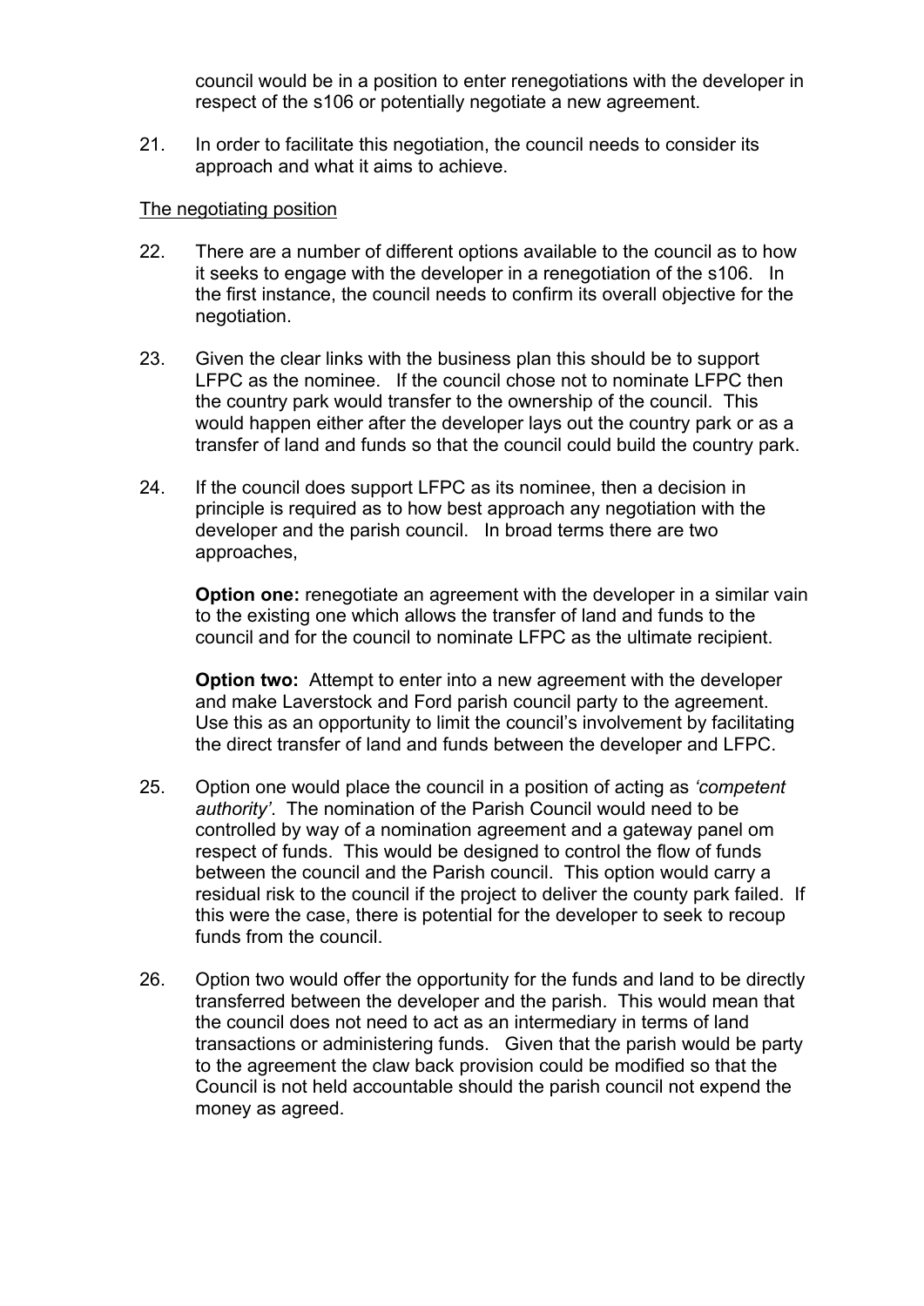council would be in a position to enter renegotiations with the developer in respect of the s106 or potentially negotiate a new agreement.

21. In order to facilitate this negotiation, the council needs to consider its approach and what it aims to achieve.

<u>The negotiating position</u>

22. There are a number of different options available to the council as to how it seeks to engage with the developer in a renegotiation of the s106. In the first instance, the council needs to confirm its overall objective for the negotiation.

23. Given the clear links with the business plan this should be to support LFPC as the nominee. If the council chose not to nominate LFPC then the country park would transfer to the ownership of the council. This would happen either after the developer lays out the country park or as a transfer of land and funds so that the council could build the country park.

24. If the council does support LFPC as its nominee, then a decision in principle is required as to how best approach any negotiation with the developer and the parish council. In broad terms there are two approaches,

    **Option one:** renegotiate an agreement with the developer in a similar vain to the existing one which allows the transfer of land and funds to the council and for the council to nominate LFPC as the ultimate recipient.

    **Option two:** Attempt to enter into a new agreement with the developer and make Laverstock and Ford parish council party to the agreement. Use this as an opportunity to limit the council's involvement by facilitating the direct transfer of land and funds between the developer and LFPC.

25. Option one would place the council in a position of acting as *'competent authority'*. The nomination of the Parish Council would need to be controlled by way of a nomination agreement and a gateway panel om respect of funds. This would be designed to control the flow of funds between the council and the Parish council. This option would carry a residual risk to the council if the project to deliver the county park failed. If this were the case, there is potential for the developer to seek to recoup funds from the council.

26. Option two would offer the opportunity for the funds and land to be directly transferred between the developer and the parish. This would mean that the council does not need to act as an intermediary in terms of land transactions or administering funds. Given that the parish would be party to the agreement the claw back provision could be modified so that the Council is not held accountable should the parish council not expend the money as agreed.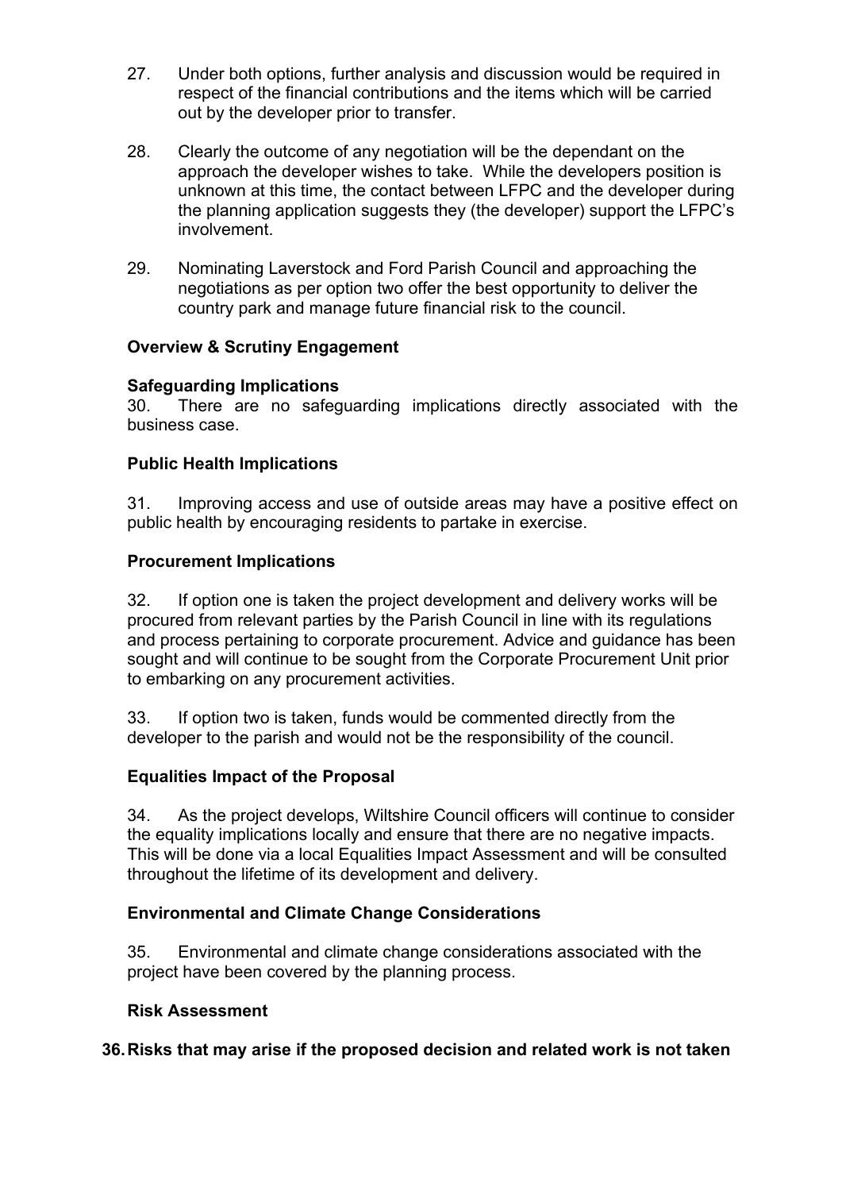27. Under both options, further analysis and discussion would be required in respect of the financial contributions and the items which will be carried out by the developer prior to transfer.

28. Clearly the outcome of any negotiation will be the dependant on the approach the developer wishes to take. While the developers position is unknown at this time, the contact between LFPC and the developer during the planning application suggests they (the developer) support the LFPC's involvement.

29. Nominating Laverstock and Ford Parish Council and approaching the negotiations as per option two offer the best opportunity to deliver the country park and manage future financial risk to the council.

**Overview & Scrutiny Engagement**

**Safeguarding Implications**

30. There are no safeguarding implications directly associated with the business case.

**Public Health Implications**

31. Improving access and use of outside areas may have a positive effect on public health by encouraging residents to partake in exercise.

**Procurement Implications**

32. If option one is taken the project development and delivery works will be procured from relevant parties by the Parish Council in line with its regulations and process pertaining to corporate procurement. Advice and guidance has been sought and will continue to be sought from the Corporate Procurement Unit prior to embarking on any procurement activities.

33. If option two is taken, funds would be commented directly from the developer to the parish and would not be the responsibility of the council.

**Equalities Impact of the Proposal**

34. As the project develops, Wiltshire Council officers will continue to consider the equality implications locally and ensure that there are no negative impacts. This will be done via a local Equalities Impact Assessment and will be consulted throughout the lifetime of its development and delivery.

**Environmental and Climate Change Considerations**

35. Environmental and climate change considerations associated with the project have been covered by the planning process.

**Risk Assessment**

**36. Risks that may arise if the proposed decision and related work is not taken**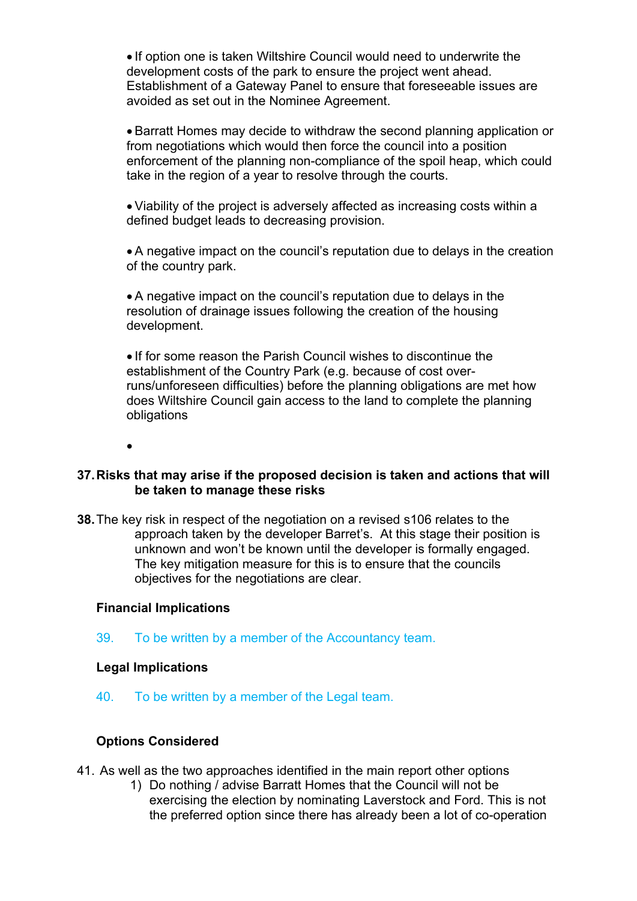- If option one is taken Wiltshire Council would need to underwrite the development costs of the park to ensure the project went ahead. Establishment of a Gateway Panel to ensure that foreseeable issues are avoided as set out in the Nominee Agreement.

- Barratt Homes may decide to withdraw the second planning application or from negotiations which would then force the council into a position enforcement of the planning non-compliance of the spoil heap, which could take in the region of a year to resolve through the courts.

- Viability of the project is adversely affected as increasing costs within a defined budget leads to decreasing provision.

- A negative impact on the council's reputation due to delays in the creation of the country park.

- A negative impact on the council's reputation due to delays in the resolution of drainage issues following the creation of the housing development.

- If for some reason the Parish Council wishes to discontinue the establishment of the Country Park (e.g. because of cost over-runs/unforeseen difficulties) before the planning obligations are met how does Wiltshire Council gain access to the land to complete the planning obligations

-

**37. Risks that may arise if the proposed decision is taken and actions that will be taken to manage these risks**

**38.** The key risk in respect of the negotiation on a revised s106 relates to the approach taken by the developer Barret's. At this stage their position is unknown and won't be known until the developer is formally engaged. The key mitigation measure for this is to ensure that the councils objectives for the negotiations are clear.

**Financial Implications**

39. To be written by a member of the Accountancy team.

**Legal Implications**

40. To be written by a member of the Legal team.

**Options Considered**

41. As well as the two approaches identified in the main report other options
    1) Do nothing / advise Barratt Homes that the Council will not be exercising the election by nominating Laverstock and Ford. This is not the preferred option since there has already been a lot of co-operation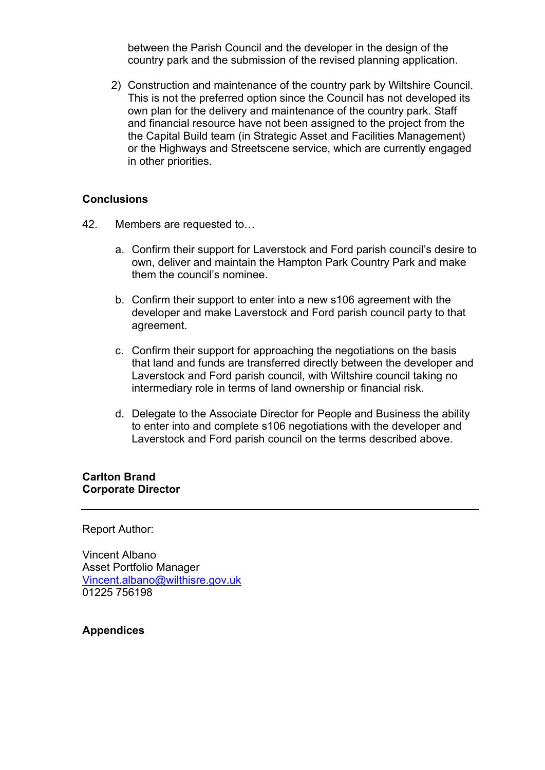between the Parish Council and the developer in the design of the country park and the submission of the revised planning application.

2) Construction and maintenance of the country park by Wiltshire Council. This is not the preferred option since the Council has not developed its own plan for the delivery and maintenance of the country park. Staff and financial resource have not been assigned to the project from the the Capital Build team (in Strategic Asset and Facilities Management) or the Highways and Streetscene service, which are currently engaged in other priorities.

**Conclusions**

42. Members are requested to…

a. Confirm their support for Laverstock and Ford parish council's desire to own, deliver and maintain the Hampton Park Country Park and make them the council's nominee.

b. Confirm their support to enter into a new s106 agreement with the developer and make Laverstock and Ford parish council party to that agreement.

c. Confirm their support for approaching the negotiations on the basis that land and funds are transferred directly between the developer and Laverstock and Ford parish council, with Wiltshire council taking no intermediary role in terms of land ownership or financial risk.

d. Delegate to the Associate Director for People and Business the ability to enter into and complete s106 negotiations with the developer and Laverstock and Ford parish council on the terms described above.

**Carlton Brand**
**Corporate Director**

---

Report Author:

Vincent Albano
Asset Portfolio Manager
Vincent.albano@wilthisre.gov.uk
01225 756198

**Appendices**